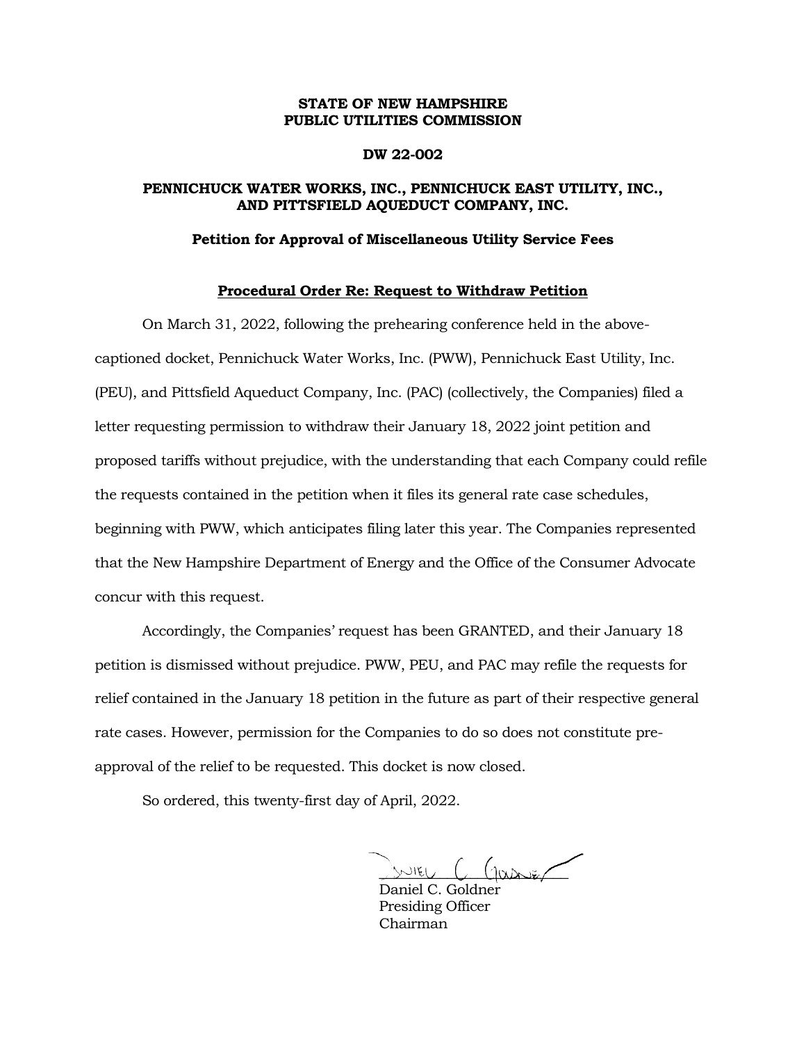**STATE OF NEW HAMPSHIRE**
**PUBLIC UTILITIES COMMISSION**

**DW 22-002**

**PENNICHUCK WATER WORKS, INC., PENNICHUCK EAST UTILITY, INC., AND PITTSFIELD AQUEDUCT COMPANY, INC.**

**Petition for Approval of Miscellaneous Utility Service Fees**

**Procedural Order Re: Request to Withdraw Petition**

On March 31, 2022, following the prehearing conference held in the above-captioned docket, Pennichuck Water Works, Inc. (PWW), Pennichuck East Utility, Inc. (PEU), and Pittsfield Aqueduct Company, Inc. (PAC) (collectively, the Companies) filed a letter requesting permission to withdraw their January 18, 2022 joint petition and proposed tariffs without prejudice, with the understanding that each Company could refile the requests contained in the petition when it files its general rate case schedules, beginning with PWW, which anticipates filing later this year. The Companies represented that the New Hampshire Department of Energy and the Office of the Consumer Advocate concur with this request.

Accordingly, the Companies' request has been GRANTED, and their January 18 petition is dismissed without prejudice. PWW, PEU, and PAC may refile the requests for relief contained in the January 18 petition in the future as part of their respective general rate cases. However, permission for the Companies to do so does not constitute pre-approval of the relief to be requested. This docket is now closed.

So ordered, this twenty-first day of April, 2022.

Daniel C. Goldner
Presiding Officer
Chairman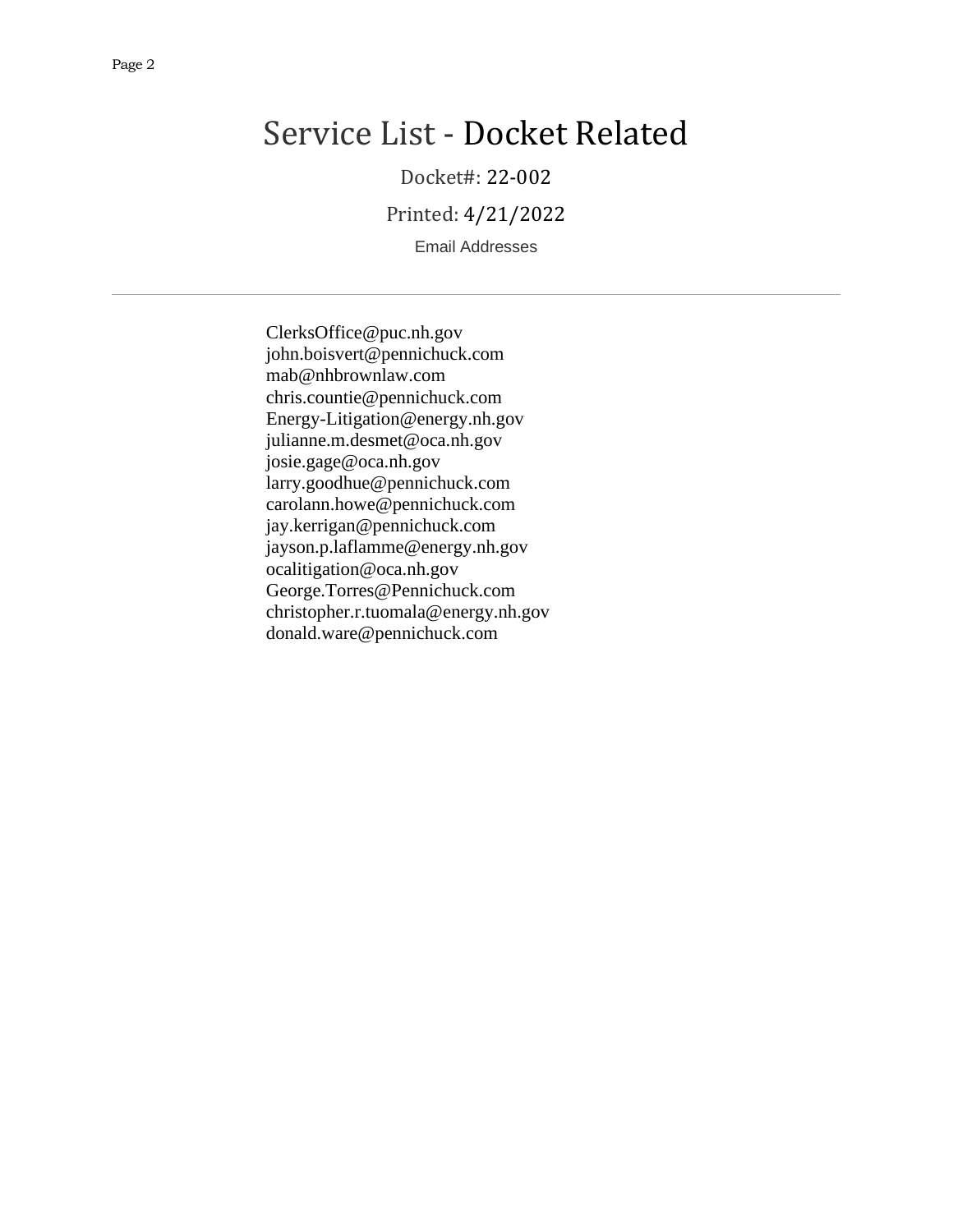# Service List - Docket Related

Docket#: 22-002

Printed: 4/21/2022

Email Addresses

---

ClerksOffice@puc.nh.gov
john.boisvert@pennichuck.com
mab@nhbrownlaw.com
chris.countie@pennichuck.com
Energy-Litigation@energy.nh.gov
julianne.m.desmet@oca.nh.gov
josie.gage@oca.nh.gov
larry.goodhue@pennichuck.com
carolann.howe@pennichuck.com
jay.kerrigan@pennichuck.com
jayson.p.laflamme@energy.nh.gov
ocalitigation@oca.nh.gov
George.Torres@Pennichuck.com
christopher.r.tuomala@energy.nh.gov
donald.ware@pennichuck.com